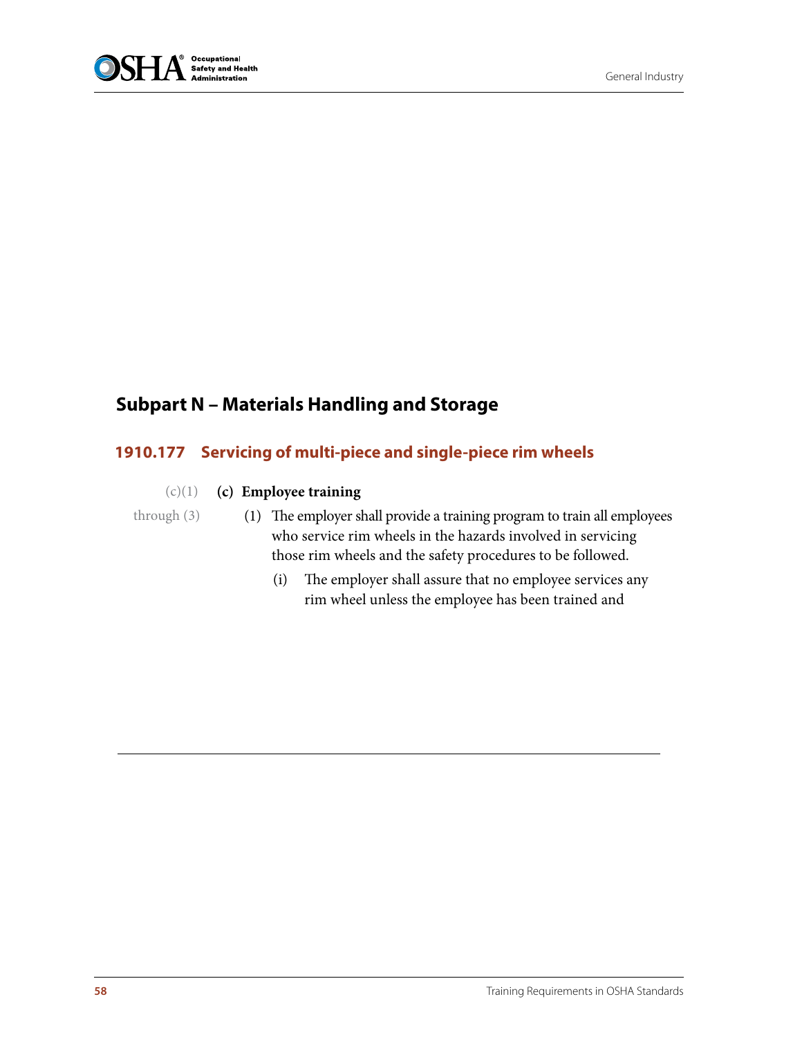## Subpart N – Materials Handling and Storage

### 1910.177 Servicing of multi-piece and single-piece rim wheels

(c)(1) through (3)

**(c) Employee training**

(1) The employer shall provide a training program to train all employees who service rim wheels in the hazards involved in servicing those rim wheels and the safety procedures to be followed.

(i) The employer shall assure that no employee services any rim wheel unless the employee has been trained and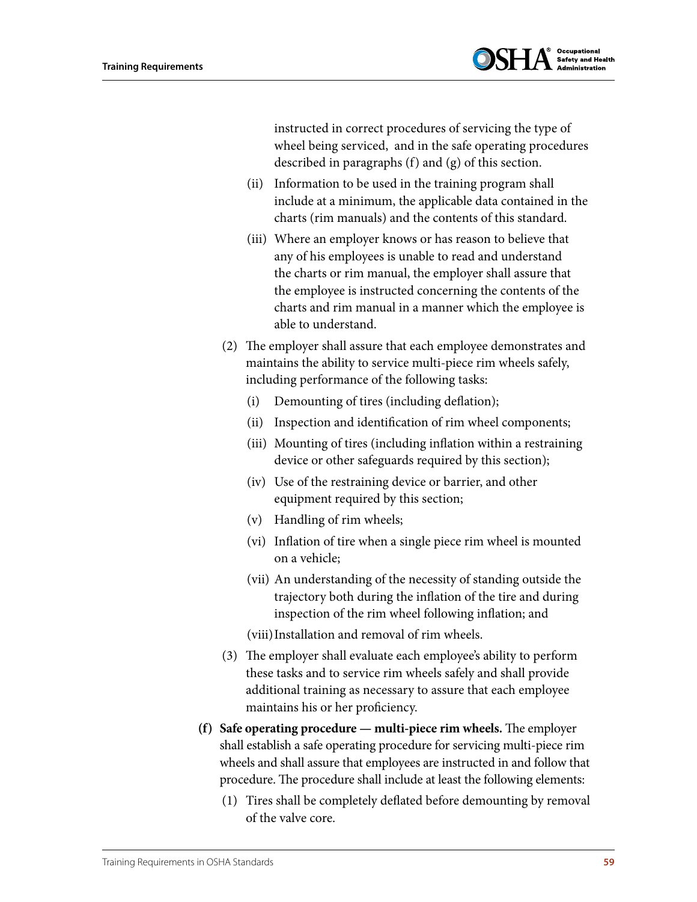instructed in correct procedures of servicing the type of wheel being serviced, and in the safe operating procedures described in paragraphs (f) and (g) of this section.

(ii) Information to be used in the training program shall include at a minimum, the applicable data contained in the charts (rim manuals) and the contents of this standard.

(iii) Where an employer knows or has reason to believe that any of his employees is unable to read and understand the charts or rim manual, the employer shall assure that the employee is instructed concerning the contents of the charts and rim manual in a manner which the employee is able to understand.

(2) The employer shall assure that each employee demonstrates and maintains the ability to service multi-piece rim wheels safely, including performance of the following tasks:

(i) Demounting of tires (including deflation);

(ii) Inspection and identification of rim wheel components;

(iii) Mounting of tires (including inflation within a restraining device or other safeguards required by this section);

(iv) Use of the restraining device or barrier, and other equipment required by this section;

(v) Handling of rim wheels;

(vi) Inflation of tire when a single piece rim wheel is mounted on a vehicle;

(vii) An understanding of the necessity of standing outside the trajectory both during the inflation of the tire and during inspection of the rim wheel following inflation; and

(viii) Installation and removal of rim wheels.

(3) The employer shall evaluate each employee's ability to perform these tasks and to service rim wheels safely and shall provide additional training as necessary to assure that each employee maintains his or her proficiency.

**(f) Safe operating procedure — multi-piece rim wheels.** The employer shall establish a safe operating procedure for servicing multi-piece rim wheels and shall assure that employees are instructed in and follow that procedure. The procedure shall include at least the following elements:

(1) Tires shall be completely deflated before demounting by removal of the valve core.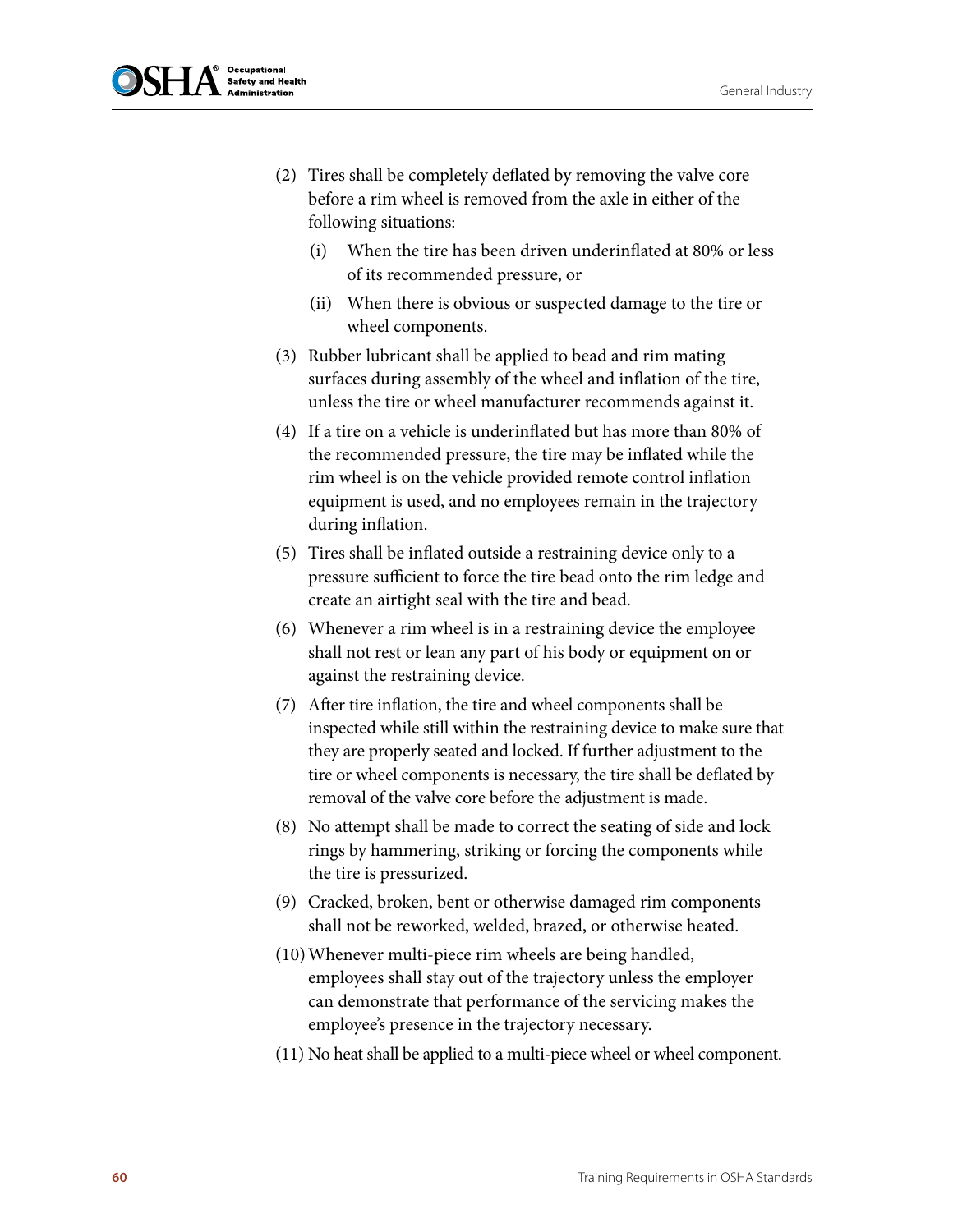(2) Tires shall be completely deflated by removing the valve core before a rim wheel is removed from the axle in either of the following situations:

   (i) When the tire has been driven underinflated at 80% or less of its recommended pressure, or

   (ii) When there is obvious or suspected damage to the tire or wheel components.

(3) Rubber lubricant shall be applied to bead and rim mating surfaces during assembly of the wheel and inflation of the tire, unless the tire or wheel manufacturer recommends against it.

(4) If a tire on a vehicle is underinflated but has more than 80% of the recommended pressure, the tire may be inflated while the rim wheel is on the vehicle provided remote control inflation equipment is used, and no employees remain in the trajectory during inflation.

(5) Tires shall be inflated outside a restraining device only to a pressure sufficient to force the tire bead onto the rim ledge and create an airtight seal with the tire and bead.

(6) Whenever a rim wheel is in a restraining device the employee shall not rest or lean any part of his body or equipment on or against the restraining device.

(7) After tire inflation, the tire and wheel components shall be inspected while still within the restraining device to make sure that they are properly seated and locked. If further adjustment to the tire or wheel components is necessary, the tire shall be deflated by removal of the valve core before the adjustment is made.

(8) No attempt shall be made to correct the seating of side and lock rings by hammering, striking or forcing the components while the tire is pressurized.

(9) Cracked, broken, bent or otherwise damaged rim components shall not be reworked, welded, brazed, or otherwise heated.

(10) Whenever multi-piece rim wheels are being handled, employees shall stay out of the trajectory unless the employer can demonstrate that performance of the servicing makes the employee's presence in the trajectory necessary.

(11) No heat shall be applied to a multi-piece wheel or wheel component.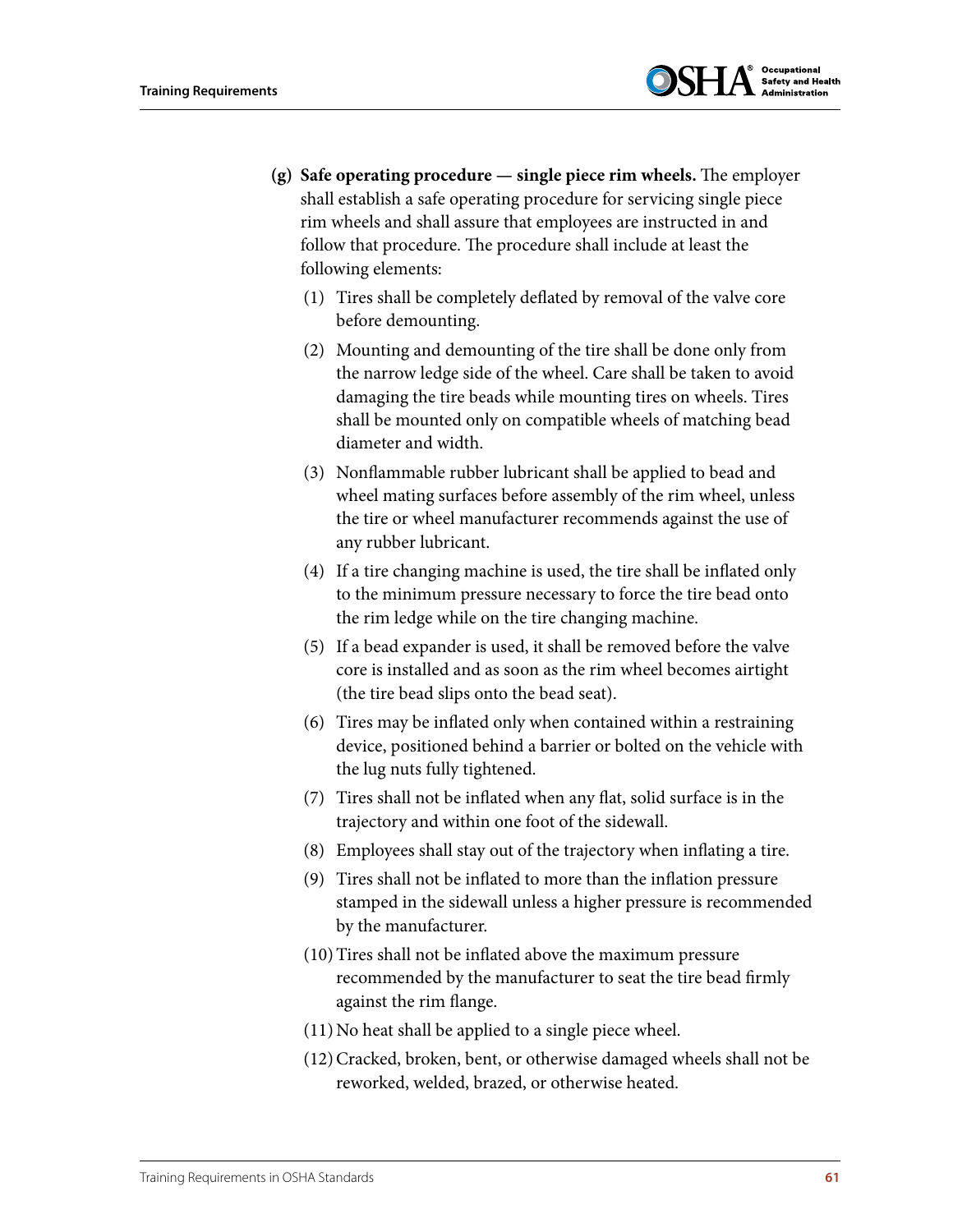**(g) Safe operating procedure — single piece rim wheels.** The employer shall establish a safe operating procedure for servicing single piece rim wheels and shall assure that employees are instructed in and follow that procedure. The procedure shall include at least the following elements:

(1) Tires shall be completely deflated by removal of the valve core before demounting.

(2) Mounting and demounting of the tire shall be done only from the narrow ledge side of the wheel. Care shall be taken to avoid damaging the tire beads while mounting tires on wheels. Tires shall be mounted only on compatible wheels of matching bead diameter and width.

(3) Nonflammable rubber lubricant shall be applied to bead and wheel mating surfaces before assembly of the rim wheel, unless the tire or wheel manufacturer recommends against the use of any rubber lubricant.

(4) If a tire changing machine is used, the tire shall be inflated only to the minimum pressure necessary to force the tire bead onto the rim ledge while on the tire changing machine.

(5) If a bead expander is used, it shall be removed before the valve core is installed and as soon as the rim wheel becomes airtight (the tire bead slips onto the bead seat).

(6) Tires may be inflated only when contained within a restraining device, positioned behind a barrier or bolted on the vehicle with the lug nuts fully tightened.

(7) Tires shall not be inflated when any flat, solid surface is in the trajectory and within one foot of the sidewall.

(8) Employees shall stay out of the trajectory when inflating a tire.

(9) Tires shall not be inflated to more than the inflation pressure stamped in the sidewall unless a higher pressure is recommended by the manufacturer.

(10) Tires shall not be inflated above the maximum pressure recommended by the manufacturer to seat the tire bead firmly against the rim flange.

(11) No heat shall be applied to a single piece wheel.

(12) Cracked, broken, bent, or otherwise damaged wheels shall not be reworked, welded, brazed, or otherwise heated.